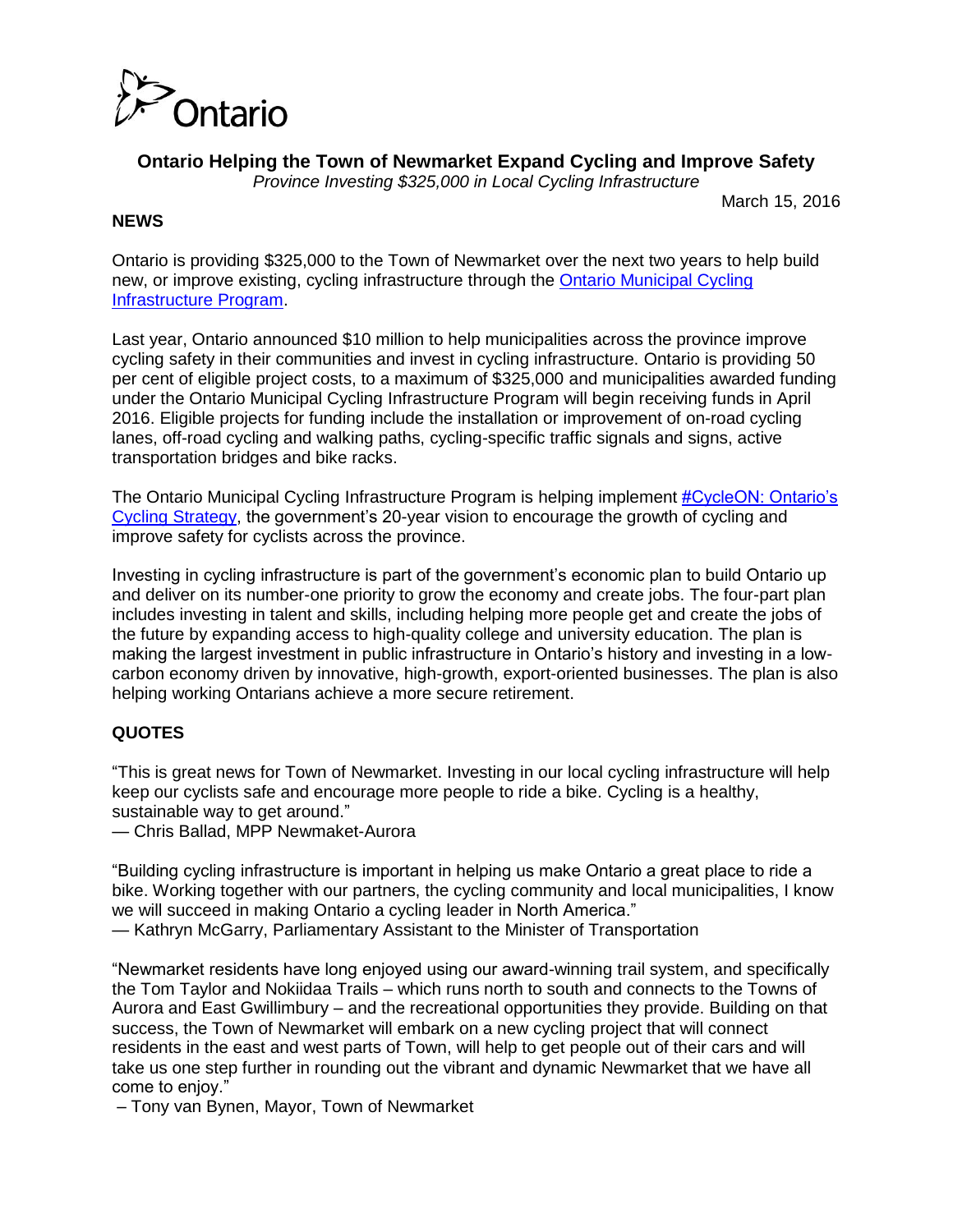Ontario

# Ontario Helping the Town of Newmarket Expand Cycling and Improve Safety

*Province Investing $325,000 in Local Cycling Infrastructure*

March 15, 2016

**NEWS**

Ontario is providing $325,000 to the Town of Newmarket over the next two years to help build new, or improve existing, cycling infrastructure through the [Ontario Municipal Cycling Infrastructure Program](#).

Last year, Ontario announced $10 million to help municipalities across the province improve cycling safety in their communities and invest in cycling infrastructure. Ontario is providing 50 per cent of eligible project costs, to a maximum of $325,000 and municipalities awarded funding under the Ontario Municipal Cycling Infrastructure Program will begin receiving funds in April 2016. Eligible projects for funding include the installation or improvement of on-road cycling lanes, off-road cycling and walking paths, cycling-specific traffic signals and signs, active transportation bridges and bike racks.

The Ontario Municipal Cycling Infrastructure Program is helping implement [#CycleON: Ontario's Cycling Strategy](#), the government's 20-year vision to encourage the growth of cycling and improve safety for cyclists across the province.

Investing in cycling infrastructure is part of the government's economic plan to build Ontario up and deliver on its number-one priority to grow the economy and create jobs. The four-part plan includes investing in talent and skills, including helping more people get and create the jobs of the future by expanding access to high-quality college and university education. The plan is making the largest investment in public infrastructure in Ontario's history and investing in a low-carbon economy driven by innovative, high-growth, export-oriented businesses. The plan is also helping working Ontarians achieve a more secure retirement.

**QUOTES**

"This is great news for Town of Newmarket. Investing in our local cycling infrastructure will help keep our cyclists safe and encourage more people to ride a bike. Cycling is a healthy, sustainable way to get around."
— Chris Ballad, MPP Newmaket-Aurora

"Building cycling infrastructure is important in helping us make Ontario a great place to ride a bike. Working together with our partners, the cycling community and local municipalities, I know we will succeed in making Ontario a cycling leader in North America."
— Kathryn McGarry, Parliamentary Assistant to the Minister of Transportation

"Newmarket residents have long enjoyed using our award-winning trail system, and specifically the Tom Taylor and Nokiidaa Trails – which runs north to south and connects to the Towns of Aurora and East Gwillimbury – and the recreational opportunities they provide. Building on that success, the Town of Newmarket will embark on a new cycling project that will connect residents in the east and west parts of Town, will help to get people out of their cars and will take us one step further in rounding out the vibrant and dynamic Newmarket that we have all come to enjoy."
– Tony van Bynen, Mayor, Town of Newmarket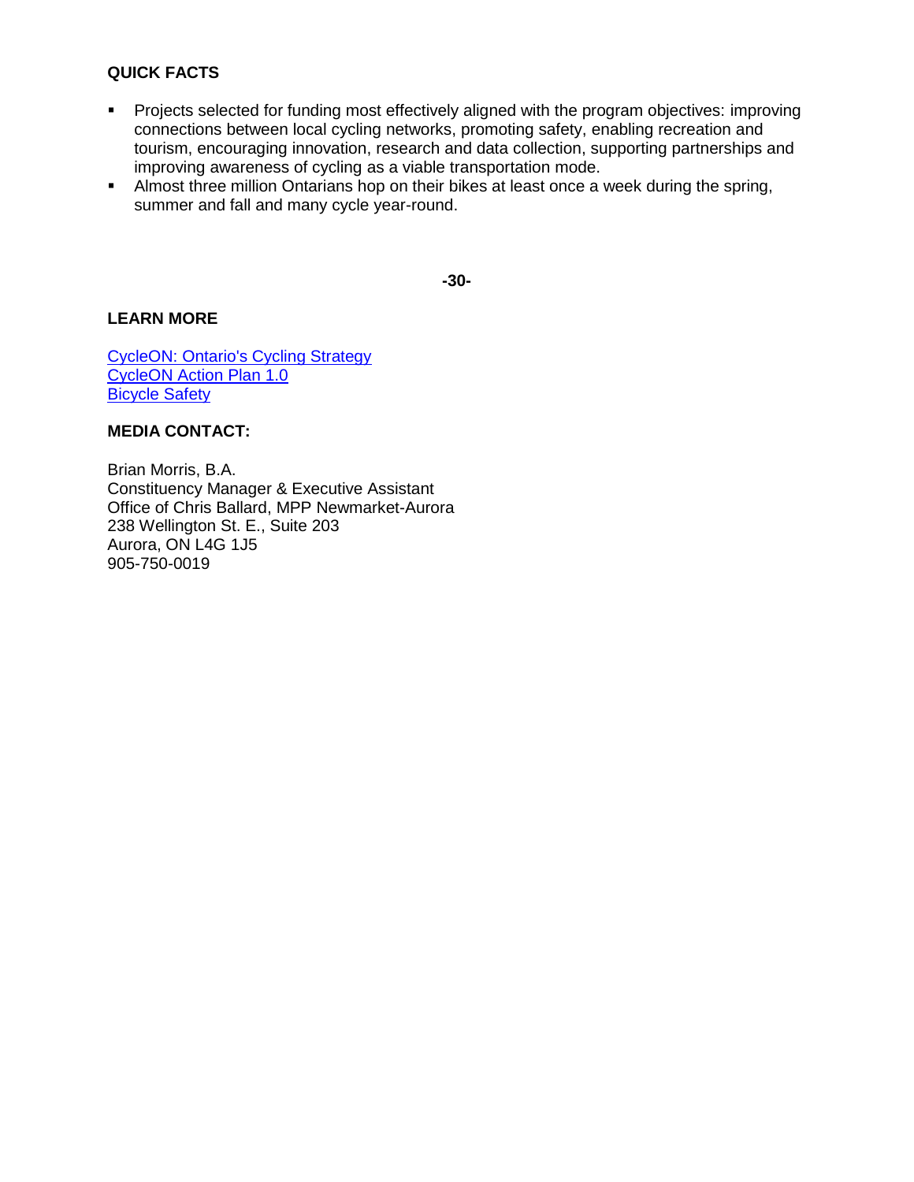**QUICK FACTS**

- Projects selected for funding most effectively aligned with the program objectives: improving connections between local cycling networks, promoting safety, enabling recreation and tourism, encouraging innovation, research and data collection, supporting partnerships and improving awareness of cycling as a viable transportation mode.
- Almost three million Ontarians hop on their bikes at least once a week during the spring, summer and fall and many cycle year-round.

**-30-**

**LEARN MORE**

CycleON: Ontario's Cycling Strategy
CycleON Action Plan 1.0
Bicycle Safety

**MEDIA CONTACT:**

Brian Morris, B.A.
Constituency Manager & Executive Assistant
Office of Chris Ballard, MPP Newmarket-Aurora
238 Wellington St. E., Suite 203
Aurora, ON L4G 1J5
905-750-0019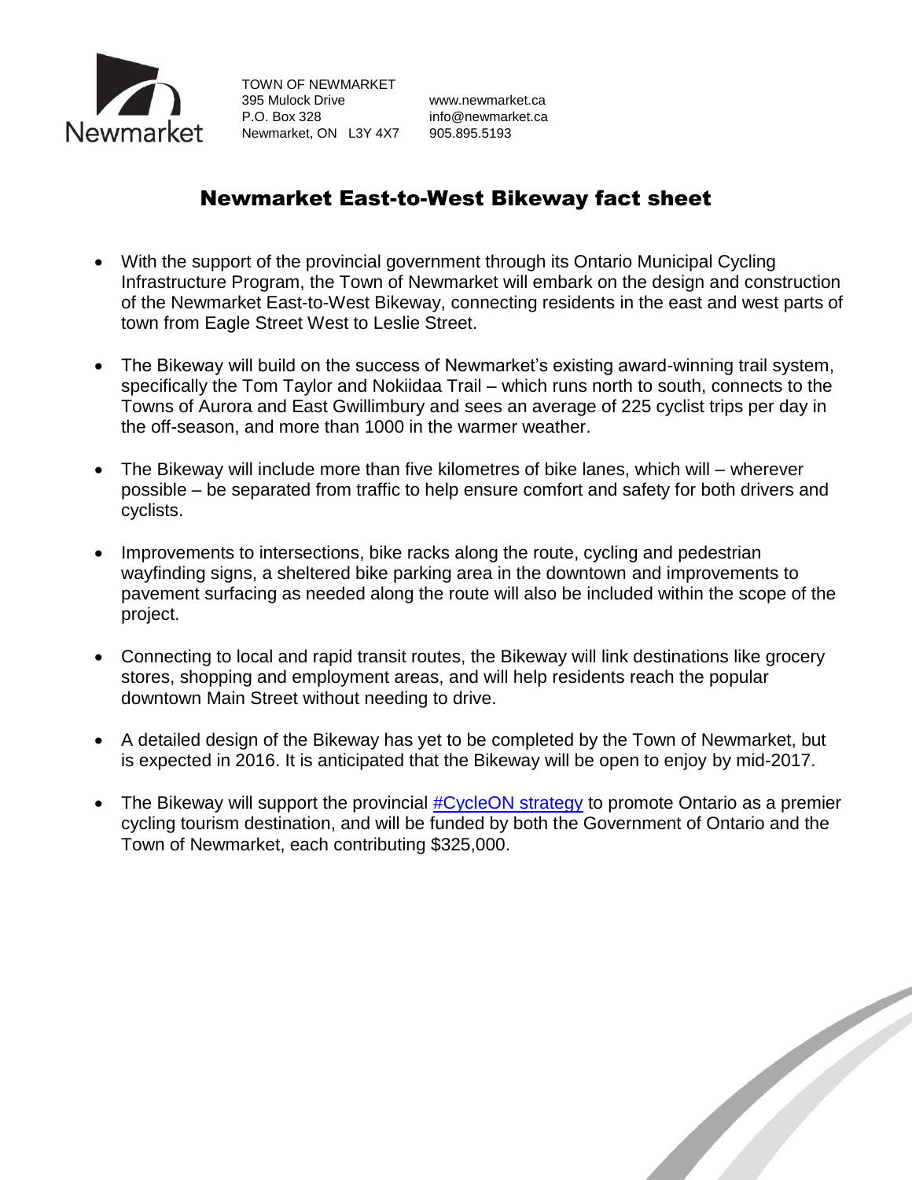Newmarket

TOWN OF NEWMARKET
395 Mulock Drive
P.O. Box 328
Newmarket, ON L3Y 4X7

www.newmarket.ca
info@newmarket.ca
905.895.5193

# Newmarket East-to-West Bikeway fact sheet

- With the support of the provincial government through its Ontario Municipal Cycling Infrastructure Program, the Town of Newmarket will embark on the design and construction of the Newmarket East-to-West Bikeway, connecting residents in the east and west parts of town from Eagle Street West to Leslie Street.

- The Bikeway will build on the success of Newmarket's existing award-winning trail system, specifically the Tom Taylor and Nokiidaa Trail – which runs north to south, connects to the Towns of Aurora and East Gwillimbury and sees an average of 225 cyclist trips per day in the off-season, and more than 1000 in the warmer weather.

- The Bikeway will include more than five kilometres of bike lanes, which will – wherever possible – be separated from traffic to help ensure comfort and safety for both drivers and cyclists.

- Improvements to intersections, bike racks along the route, cycling and pedestrian wayfinding signs, a sheltered bike parking area in the downtown and improvements to pavement surfacing as needed along the route will also be included within the scope of the project.

- Connecting to local and rapid transit routes, the Bikeway will link destinations like grocery stores, shopping and employment areas, and will help residents reach the popular downtown Main Street without needing to drive.

- A detailed design of the Bikeway has yet to be completed by the Town of Newmarket, but is expected in 2016. It is anticipated that the Bikeway will be open to enjoy by mid-2017.

- The Bikeway will support the provincial #CycleON strategy to promote Ontario as a premier cycling tourism destination, and will be funded by both the Government of Ontario and the Town of Newmarket, each contributing $325,000.